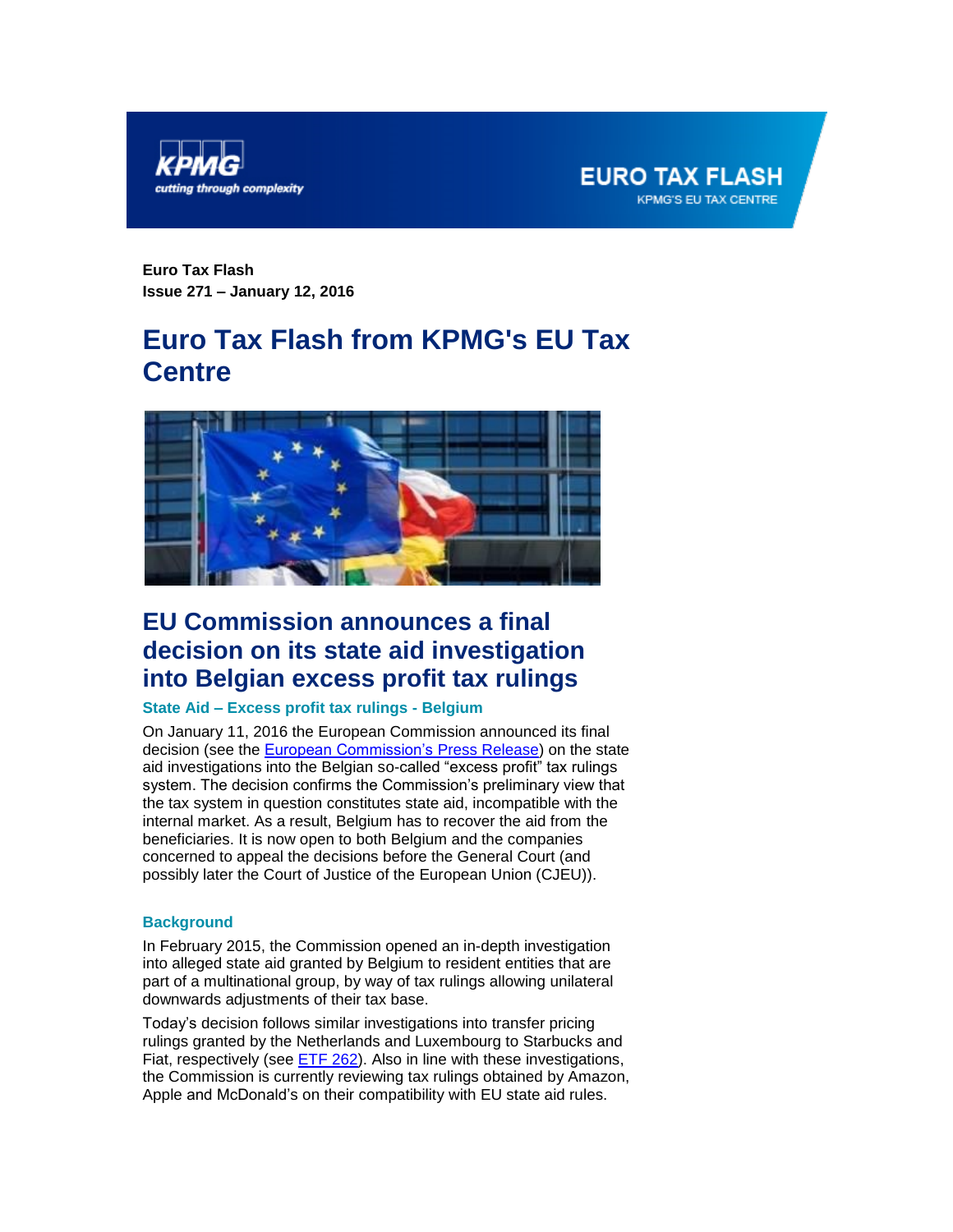**Euro Tax Flash**
**Issue 271 – January 12, 2016**

# Euro Tax Flash from KPMG's EU Tax Centre

## EU Commission announces a final decision on its state aid investigation into Belgian excess profit tax rulings

### State Aid – Excess profit tax rulings - Belgium

On January 11, 2016 the European Commission announced its final decision (see the European Commission's Press Release) on the state aid investigations into the Belgian so-called "excess profit" tax rulings system. The decision confirms the Commission's preliminary view that the tax system in question constitutes state aid, incompatible with the internal market. As a result, Belgium has to recover the aid from the beneficiaries. It is now open to both Belgium and the companies concerned to appeal the decisions before the General Court (and possibly later the Court of Justice of the European Union (CJEU)).

### Background

In February 2015, the Commission opened an in-depth investigation into alleged state aid granted by Belgium to resident entities that are part of a multinational group, by way of tax rulings allowing unilateral downwards adjustments of their tax base.

Today's decision follows similar investigations into transfer pricing rulings granted by the Netherlands and Luxembourg to Starbucks and Fiat, respectively (see ETF 262). Also in line with these investigations, the Commission is currently reviewing tax rulings obtained by Amazon, Apple and McDonald's on their compatibility with EU state aid rules.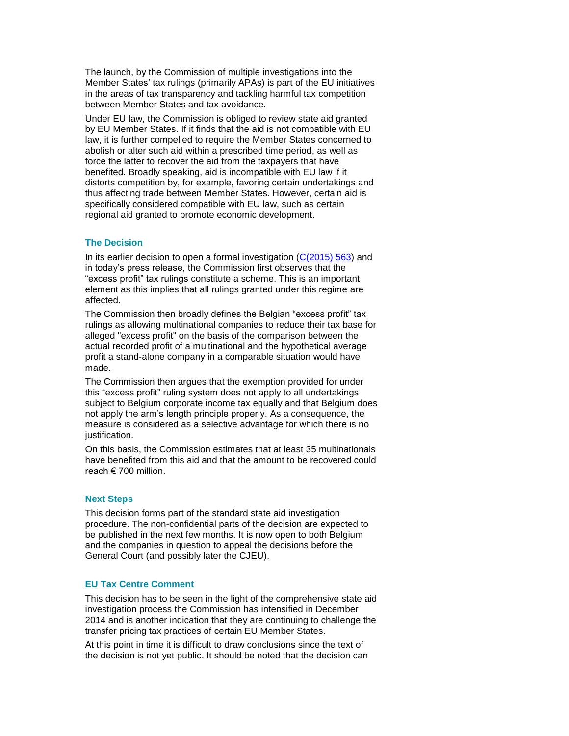The launch, by the Commission of multiple investigations into the Member States' tax rulings (primarily APAs) is part of the EU initiatives in the areas of tax transparency and tackling harmful tax competition between Member States and tax avoidance.

Under EU law, the Commission is obliged to review state aid granted by EU Member States. If it finds that the aid is not compatible with EU law, it is further compelled to require the Member States concerned to abolish or alter such aid within a prescribed time period, as well as force the latter to recover the aid from the taxpayers that have benefited. Broadly speaking, aid is incompatible with EU law if it distorts competition by, for example, favoring certain undertakings and thus affecting trade between Member States. However, certain aid is specifically considered compatible with EU law, such as certain regional aid granted to promote economic development.

### The Decision

In its earlier decision to open a formal investigation (C(2015) 563) and in today's press release, the Commission first observes that the "excess profit" tax rulings constitute a scheme. This is an important element as this implies that all rulings granted under this regime are affected.

The Commission then broadly defines the Belgian "excess profit" tax rulings as allowing multinational companies to reduce their tax base for alleged "excess profit" on the basis of the comparison between the actual recorded profit of a multinational and the hypothetical average profit a stand-alone company in a comparable situation would have made.

The Commission then argues that the exemption provided for under this "excess profit" ruling system does not apply to all undertakings subject to Belgium corporate income tax equally and that Belgium does not apply the arm's length principle properly. As a consequence, the measure is considered as a selective advantage for which there is no justification.

On this basis, the Commission estimates that at least 35 multinationals have benefited from this aid and that the amount to be recovered could reach € 700 million.

### Next Steps

This decision forms part of the standard state aid investigation procedure. The non-confidential parts of the decision are expected to be published in the next few months. It is now open to both Belgium and the companies in question to appeal the decisions before the General Court (and possibly later the CJEU).

### EU Tax Centre Comment

This decision has to be seen in the light of the comprehensive state aid investigation process the Commission has intensified in December 2014 and is another indication that they are continuing to challenge the transfer pricing tax practices of certain EU Member States.

At this point in time it is difficult to draw conclusions since the text of the decision is not yet public. It should be noted that the decision can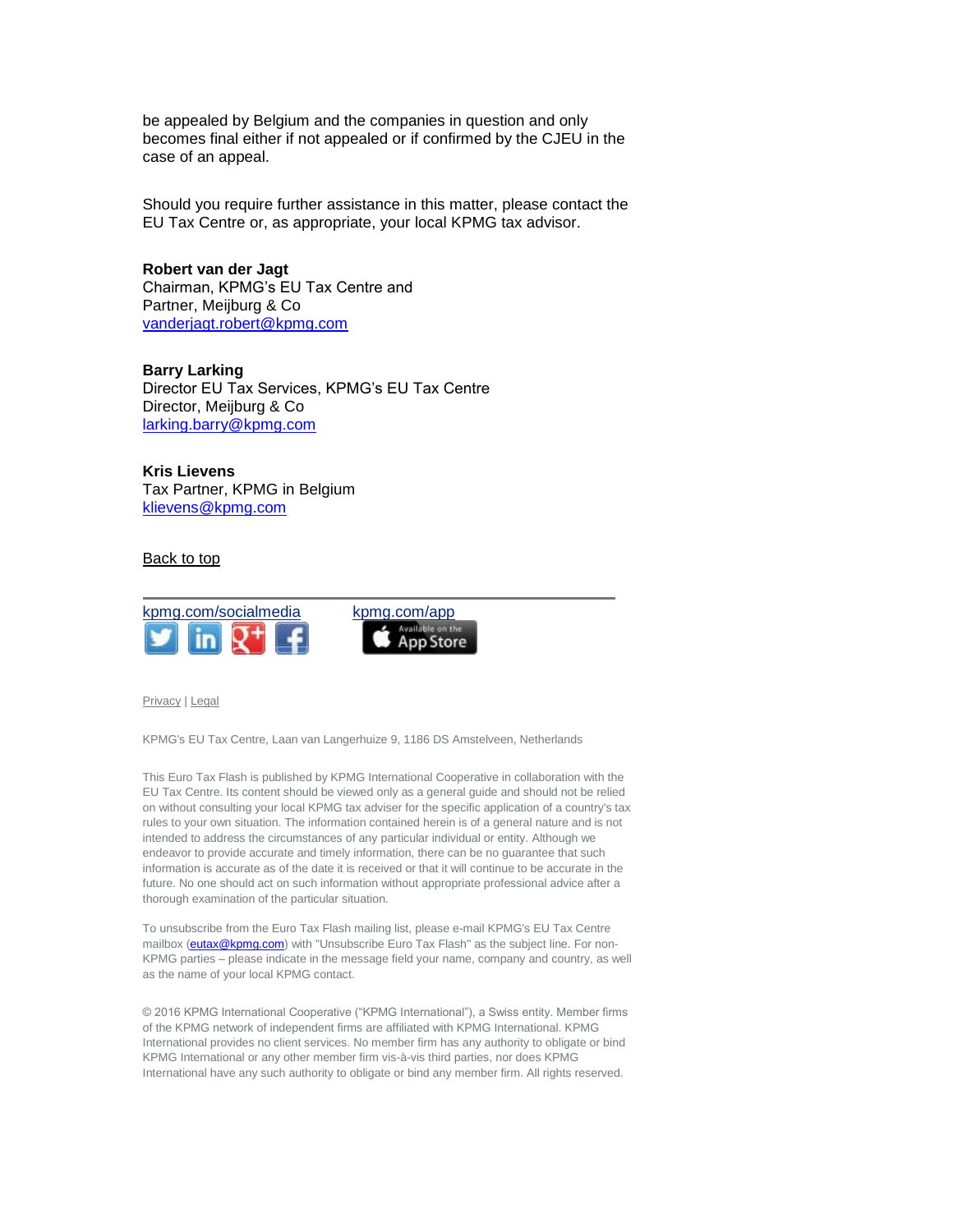be appealed by Belgium and the companies in question and only becomes final either if not appealed or if confirmed by the CJEU in the case of an appeal.

Should you require further assistance in this matter, please contact the EU Tax Centre or, as appropriate, your local KPMG tax advisor.

**Robert van der Jagt**
Chairman, KPMG's EU Tax Centre and
Partner, Meijburg & Co
vanderjagt.robert@kpmg.com

**Barry Larking**
Director EU Tax Services, KPMG's EU Tax Centre
Director, Meijburg & Co
larking.barry@kpmg.com

**Kris Lievens**
Tax Partner, KPMG in Belgium
klievens@kpmg.com

Back to top

---

kpmg.com/socialmedia

kpmg.com/app

Privacy | Legal

KPMG's EU Tax Centre, Laan van Langerhuize 9, 1186 DS Amstelveen, Netherlands

This Euro Tax Flash is published by KPMG International Cooperative in collaboration with the EU Tax Centre. Its content should be viewed only as a general guide and should not be relied on without consulting your local KPMG tax adviser for the specific application of a country's tax rules to your own situation. The information contained herein is of a general nature and is not intended to address the circumstances of any particular individual or entity. Although we endeavor to provide accurate and timely information, there can be no guarantee that such information is accurate as of the date it is received or that it will continue to be accurate in the future. No one should act on such information without appropriate professional advice after a thorough examination of the particular situation.

To unsubscribe from the Euro Tax Flash mailing list, please e-mail KPMG's EU Tax Centre mailbox (eutax@kpmg.com) with "Unsubscribe Euro Tax Flash" as the subject line. For non-KPMG parties – please indicate in the message field your name, company and country, as well as the name of your local KPMG contact.

© 2016 KPMG International Cooperative ("KPMG International"), a Swiss entity. Member firms of the KPMG network of independent firms are affiliated with KPMG International. KPMG International provides no client services. No member firm has any authority to obligate or bind KPMG International or any other member firm vis-à-vis third parties, nor does KPMG International have any such authority to obligate or bind any member firm. All rights reserved.